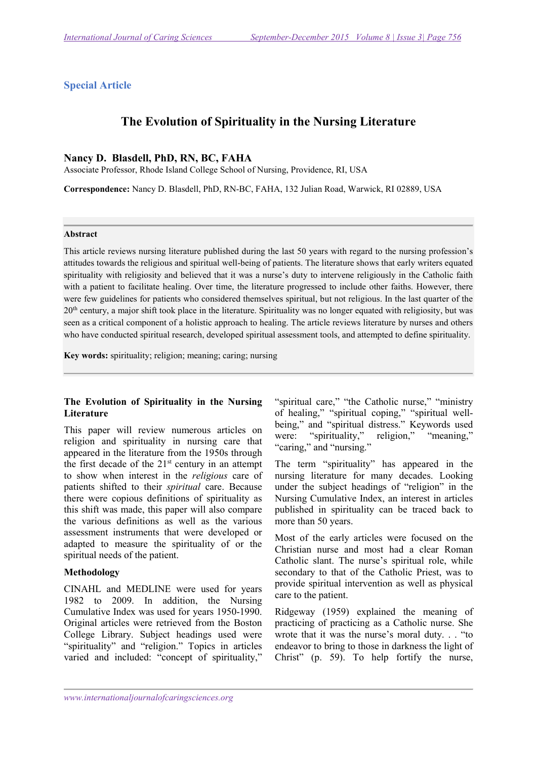**Special Article**

# The Evolution of Spirituality in the Nursing Literature

**Nancy D. Blasdell, PhD, RN, BC, FAHA**
Associate Professor, Rhode Island College School of Nursing, Providence, RI, USA

**Correspondence:** Nancy D. Blasdell, PhD, RN-BC, FAHA, 132 Julian Road, Warwick, RI 02889, USA

**Abstract**

This article reviews nursing literature published during the last 50 years with regard to the nursing profession's attitudes towards the religious and spiritual well-being of patients. The literature shows that early writers equated spirituality with religiosity and believed that it was a nurse's duty to intervene religiously in the Catholic faith with a patient to facilitate healing. Over time, the literature progressed to include other faiths. However, there were few guidelines for patients who considered themselves spiritual, but not religious. In the last quarter of the 20th century, a major shift took place in the literature. Spirituality was no longer equated with religiosity, but was seen as a critical component of a holistic approach to healing. The article reviews literature by nurses and others who have conducted spiritual research, developed spiritual assessment tools, and attempted to define spirituality.

**Key words:** spirituality; religion; meaning; caring; nursing

## The Evolution of Spirituality in the Nursing Literature

This paper will review numerous articles on religion and spirituality in nursing care that appeared in the literature from the 1950s through the first decade of the 21st century in an attempt to show when interest in the *religious* care of patients shifted to their *spiritual* care. Because there were copious definitions of spirituality as this shift was made, this paper will also compare the various definitions as well as the various assessment instruments that were developed or adapted to measure the spirituality of or the spiritual needs of the patient.

## Methodology

CINAHL and MEDLINE were used for years 1982 to 2009. In addition, the Nursing Cumulative Index was used for years 1950-1990. Original articles were retrieved from the Boston College Library. Subject headings used were "spirituality" and "religion." Topics in articles varied and included: "concept of spirituality," "spiritual care," "the Catholic nurse," "ministry of healing," "spiritual coping," "spiritual well-being," and "spiritual distress." Keywords used were: "spirituality," religion," "meaning," "caring," and "nursing."

The term "spirituality" has appeared in the nursing literature for many decades. Looking under the subject headings of "religion" in the Nursing Cumulative Index, an interest in articles published in spirituality can be traced back to more than 50 years.

Most of the early articles were focused on the Christian nurse and most had a clear Roman Catholic slant. The nurse's spiritual role, while secondary to that of the Catholic Priest, was to provide spiritual intervention as well as physical care to the patient.

Ridgeway (1959) explained the meaning of practicing of practicing as a Catholic nurse. She wrote that it was the nurse's moral duty. . . "to endeavor to bring to those in darkness the light of Christ" (p. 59). To help fortify the nurse,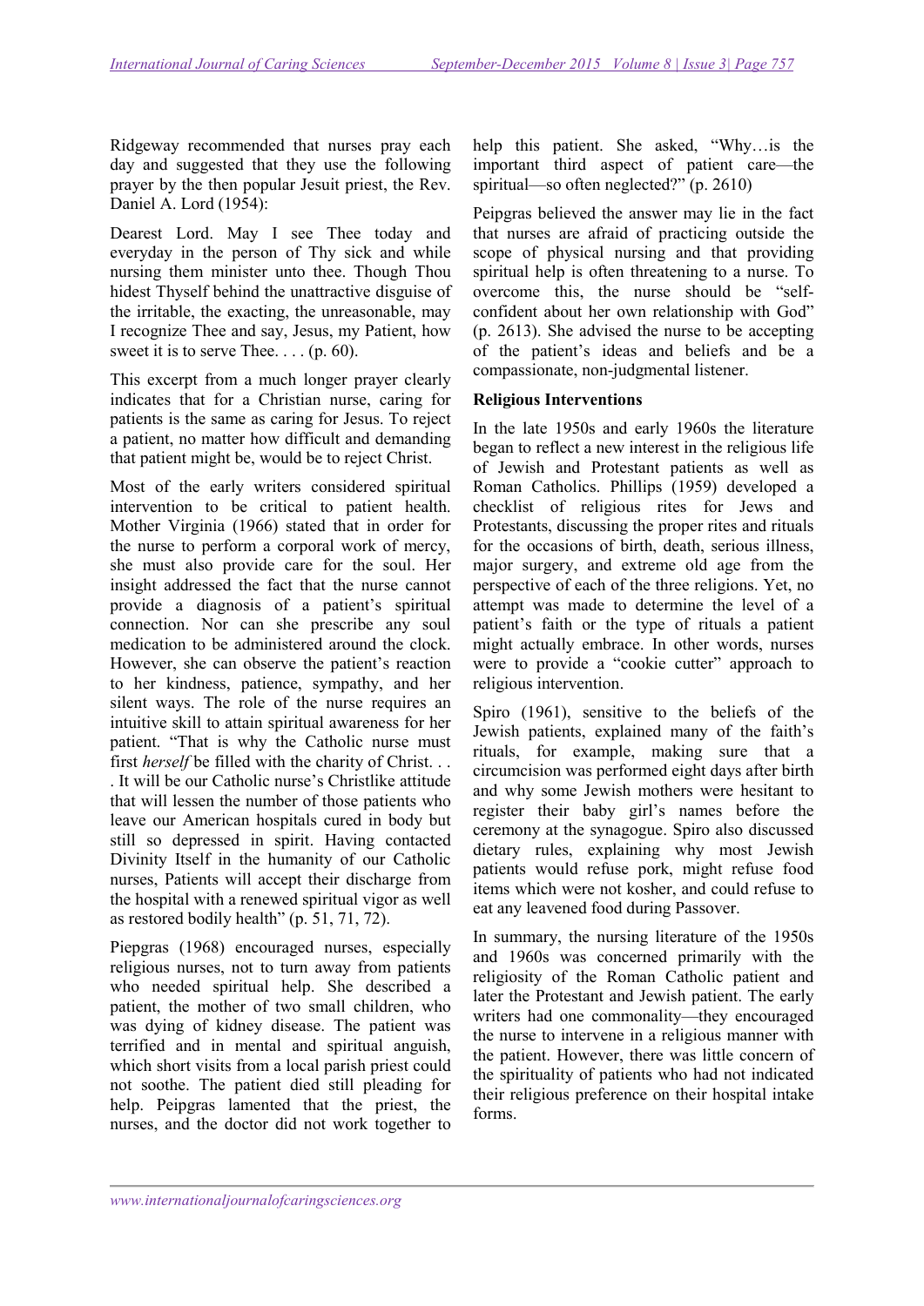Ridgeway recommended that nurses pray each day and suggested that they use the following prayer by the then popular Jesuit priest, the Rev. Daniel A. Lord (1954):

Dearest Lord. May I see Thee today and everyday in the person of Thy sick and while nursing them minister unto thee. Though Thou hidest Thyself behind the unattractive disguise of the irritable, the exacting, the unreasonable, may I recognize Thee and say, Jesus, my Patient, how sweet it is to serve Thee. . . . (p. 60).

This excerpt from a much longer prayer clearly indicates that for a Christian nurse, caring for patients is the same as caring for Jesus. To reject a patient, no matter how difficult and demanding that patient might be, would be to reject Christ.

Most of the early writers considered spiritual intervention to be critical to patient health. Mother Virginia (1966) stated that in order for the nurse to perform a corporal work of mercy, she must also provide care for the soul. Her insight addressed the fact that the nurse cannot provide a diagnosis of a patient's spiritual connection. Nor can she prescribe any soul medication to be administered around the clock. However, she can observe the patient's reaction to her kindness, patience, sympathy, and her silent ways. The role of the nurse requires an intuitive skill to attain spiritual awareness for her patient. "That is why the Catholic nurse must first *herself* be filled with the charity of Christ. . . . It will be our Catholic nurse's Christlike attitude that will lessen the number of those patients who leave our American hospitals cured in body but still so depressed in spirit. Having contacted Divinity Itself in the humanity of our Catholic nurses, Patients will accept their discharge from the hospital with a renewed spiritual vigor as well as restored bodily health" (p. 51, 71, 72).

Piepgras (1968) encouraged nurses, especially religious nurses, not to turn away from patients who needed spiritual help. She described a patient, the mother of two small children, who was dying of kidney disease. The patient was terrified and in mental and spiritual anguish, which short visits from a local parish priest could not soothe. The patient died still pleading for help. Peipgras lamented that the priest, the nurses, and the doctor did not work together to help this patient. She asked, "Why…is the important third aspect of patient care—the spiritual—so often neglected?" (p. 2610)

Peipgras believed the answer may lie in the fact that nurses are afraid of practicing outside the scope of physical nursing and that providing spiritual help is often threatening to a nurse. To overcome this, the nurse should be "self-confident about her own relationship with God" (p. 2613). She advised the nurse to be accepting of the patient's ideas and beliefs and be a compassionate, non-judgmental listener.

**Religious Interventions**

In the late 1950s and early 1960s the literature began to reflect a new interest in the religious life of Jewish and Protestant patients as well as Roman Catholics. Phillips (1959) developed a checklist of religious rites for Jews and Protestants, discussing the proper rites and rituals for the occasions of birth, death, serious illness, major surgery, and extreme old age from the perspective of each of the three religions. Yet, no attempt was made to determine the level of a patient's faith or the type of rituals a patient might actually embrace. In other words, nurses were to provide a "cookie cutter" approach to religious intervention.

Spiro (1961), sensitive to the beliefs of the Jewish patients, explained many of the faith's rituals, for example, making sure that a circumcision was performed eight days after birth and why some Jewish mothers were hesitant to register their baby girl's names before the ceremony at the synagogue. Spiro also discussed dietary rules, explaining why most Jewish patients would refuse pork, might refuse food items which were not kosher, and could refuse to eat any leavened food during Passover.

In summary, the nursing literature of the 1950s and 1960s was concerned primarily with the religiosity of the Roman Catholic patient and later the Protestant and Jewish patient. The early writers had one commonality—they encouraged the nurse to intervene in a religious manner with the patient. However, there was little concern of the spirituality of patients who had not indicated their religious preference on their hospital intake forms.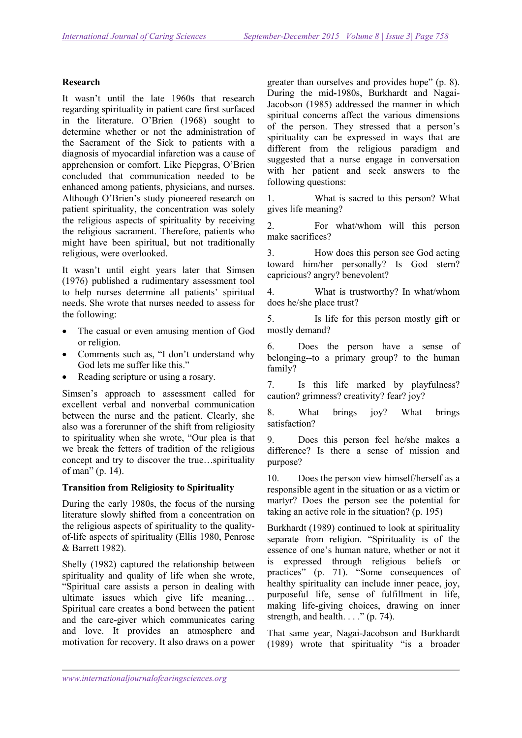**Research**

It wasn't until the late 1960s that research regarding spirituality in patient care first surfaced in the literature. O'Brien (1968) sought to determine whether or not the administration of the Sacrament of the Sick to patients with a diagnosis of myocardial infarction was a cause of apprehension or comfort. Like Piepgras, O'Brien concluded that communication needed to be enhanced among patients, physicians, and nurses. Although O'Brien's study pioneered research on patient spirituality, the concentration was solely the religious aspects of spirituality by receiving the religious sacrament. Therefore, patients who might have been spiritual, but not traditionally religious, were overlooked.

It wasn't until eight years later that Simsen (1976) published a rudimentary assessment tool to help nurses determine all patients' spiritual needs. She wrote that nurses needed to assess for the following:

- The casual or even amusing mention of God or religion.
- Comments such as, "I don't understand why God lets me suffer like this."
- Reading scripture or using a rosary.

Simsen's approach to assessment called for excellent verbal and nonverbal communication between the nurse and the patient. Clearly, she also was a forerunner of the shift from religiosity to spirituality when she wrote, "Our plea is that we break the fetters of tradition of the religious concept and try to discover the true…spirituality of man" (p. 14).

**Transition from Religiosity to Spirituality**

During the early 1980s, the focus of the nursing literature slowly shifted from a concentration on the religious aspects of spirituality to the quality-of-life aspects of spirituality (Ellis 1980, Penrose & Barrett 1982).

Shelly (1982) captured the relationship between spirituality and quality of life when she wrote, "Spiritual care assists a person in dealing with ultimate issues which give life meaning… Spiritual care creates a bond between the patient and the care-giver which communicates caring and love. It provides an atmosphere and motivation for recovery. It also draws on a power greater than ourselves and provides hope" (p. 8). During the mid-1980s, Burkhardt and Nagai-Jacobson (1985) addressed the manner in which spiritual concerns affect the various dimensions of the person. They stressed that a person's spirituality can be expressed in ways that are different from the religious paradigm and suggested that a nurse engage in conversation with her patient and seek answers to the following questions:

1. What is sacred to this person? What gives life meaning?

2. For what/whom will this person make sacrifices?

3. How does this person see God acting toward him/her personally? Is God stern? capricious? angry? benevolent?

4. What is trustworthy? In what/whom does he/she place trust?

5. Is life for this person mostly gift or mostly demand?

6. Does the person have a sense of belonging--to a primary group? to the human family?

7. Is this life marked by playfulness? caution? grimness? creativity? fear? joy?

8. What brings joy? What brings satisfaction?

9. Does this person feel he/she makes a difference? Is there a sense of mission and purpose?

10. Does the person view himself/herself as a responsible agent in the situation or as a victim or martyr? Does the person see the potential for taking an active role in the situation? (p. 195)

Burkhardt (1989) continued to look at spirituality separate from religion. "Spirituality is of the essence of one's human nature, whether or not it is expressed through religious beliefs or practices" (p. 71). "Some consequences of healthy spirituality can include inner peace, joy, purposeful life, sense of fulfillment in life, making life-giving choices, drawing on inner strength, and health. . . ." (p. 74).

That same year, Nagai-Jacobson and Burkhardt (1989) wrote that spirituality "is a broader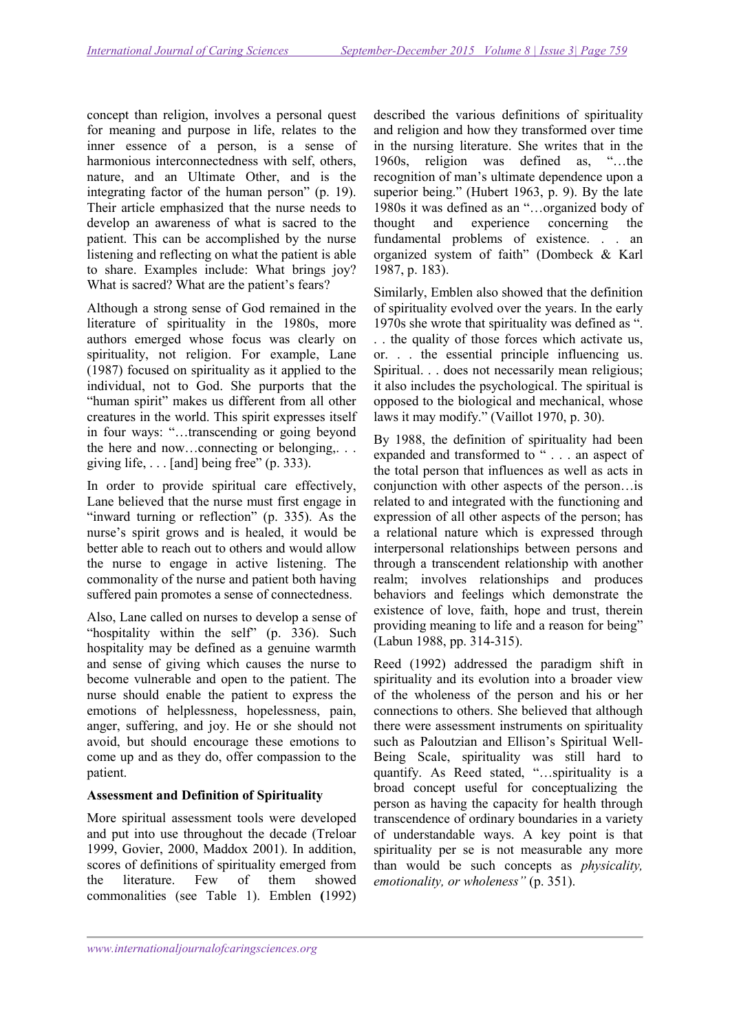concept than religion, involves a personal quest for meaning and purpose in life, relates to the inner essence of a person, is a sense of harmonious interconnectedness with self, others, nature, and an Ultimate Other, and is the integrating factor of the human person" (p. 19). Their article emphasized that the nurse needs to develop an awareness of what is sacred to the patient. This can be accomplished by the nurse listening and reflecting on what the patient is able to share. Examples include: What brings joy? What is sacred? What are the patient's fears?

Although a strong sense of God remained in the literature of spirituality in the 1980s, more authors emerged whose focus was clearly on spirituality, not religion. For example, Lane (1987) focused on spirituality as it applied to the individual, not to God. She purports that the "human spirit" makes us different from all other creatures in the world. This spirit expresses itself in four ways: "…transcending or going beyond the here and now…connecting or belonging,. . . giving life, . . . [and] being free" (p. 333).

In order to provide spiritual care effectively, Lane believed that the nurse must first engage in "inward turning or reflection" (p. 335). As the nurse's spirit grows and is healed, it would be better able to reach out to others and would allow the nurse to engage in active listening. The commonality of the nurse and patient both having suffered pain promotes a sense of connectedness.

Also, Lane called on nurses to develop a sense of "hospitality within the self" (p. 336). Such hospitality may be defined as a genuine warmth and sense of giving which causes the nurse to become vulnerable and open to the patient. The nurse should enable the patient to express the emotions of helplessness, hopelessness, pain, anger, suffering, and joy. He or she should not avoid, but should encourage these emotions to come up and as they do, offer compassion to the patient.

**Assessment and Definition of Spirituality**

More spiritual assessment tools were developed and put into use throughout the decade (Treloar 1999, Govier, 2000, Maddox 2001). In addition, scores of definitions of spirituality emerged from the literature. Few of them showed commonalities (see Table 1). Emblen **(**1992) described the various definitions of spirituality and religion and how they transformed over time in the nursing literature. She writes that in the 1960s, religion was defined as, "…the recognition of man's ultimate dependence upon a superior being." (Hubert 1963, p. 9). By the late 1980s it was defined as an "…organized body of thought and experience concerning the fundamental problems of existence. . . an organized system of faith" (Dombeck & Karl 1987, p. 183).

Similarly, Emblen also showed that the definition of spirituality evolved over the years. In the early 1970s she wrote that spirituality was defined as ". . . the quality of those forces which activate us, or. . . the essential principle influencing us. Spiritual. . . does not necessarily mean religious; it also includes the psychological. The spiritual is opposed to the biological and mechanical, whose laws it may modify." (Vaillot 1970, p. 30).

By 1988, the definition of spirituality had been expanded and transformed to " . . . an aspect of the total person that influences as well as acts in conjunction with other aspects of the person…is related to and integrated with the functioning and expression of all other aspects of the person; has a relational nature which is expressed through interpersonal relationships between persons and through a transcendent relationship with another realm; involves relationships and produces behaviors and feelings which demonstrate the existence of love, faith, hope and trust, therein providing meaning to life and a reason for being" (Labun 1988, pp. 314-315).

Reed (1992) addressed the paradigm shift in spirituality and its evolution into a broader view of the wholeness of the person and his or her connections to others. She believed that although there were assessment instruments on spirituality such as Paloutzian and Ellison's Spiritual Well-Being Scale, spirituality was still hard to quantify. As Reed stated, "…spirituality is a broad concept useful for conceptualizing the person as having the capacity for health through transcendence of ordinary boundaries in a variety of understandable ways. A key point is that spirituality per se is not measurable any more than would be such concepts as *physicality, emotionality, or wholeness"* (p. 351).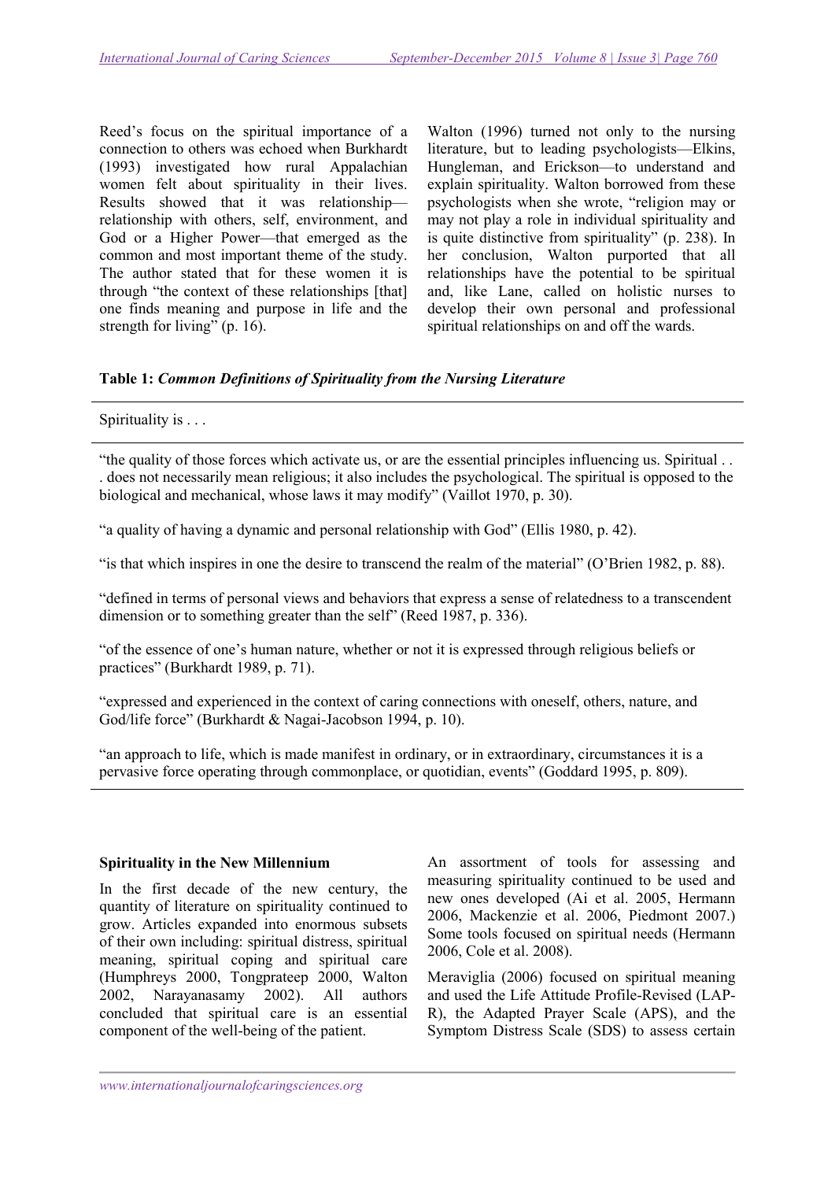Reed's focus on the spiritual importance of a connection to others was echoed when Burkhardt (1993) investigated how rural Appalachian women felt about spirituality in their lives. Results showed that it was relationship—relationship with others, self, environment, and God or a Higher Power—that emerged as the common and most important theme of the study. The author stated that for these women it is through "the context of these relationships [that] one finds meaning and purpose in life and the strength for living" (p. 16).

Walton (1996) turned not only to the nursing literature, but to leading psychologists—Elkins, Hungleman, and Erickson—to understand and explain spirituality. Walton borrowed from these psychologists when she wrote, "religion may or may not play a role in individual spirituality and is quite distinctive from spirituality" (p. 238). In her conclusion, Walton purported that all relationships have the potential to be spiritual and, like Lane, called on holistic nurses to develop their own personal and professional spiritual relationships on and off the wards.

**Table 1:** ***Common Definitions of Spirituality from the Nursing Literature***

| Spirituality is . . . |
|---|
| "the quality of those forces which activate us, or are the essential principles influencing us. Spiritual . . . does not necessarily mean religious; it also includes the psychological. The spiritual is opposed to the biological and mechanical, whose laws it may modify" (Vaillot 1970, p. 30). |
| "a quality of having a dynamic and personal relationship with God" (Ellis 1980, p. 42). |
| "is that which inspires in one the desire to transcend the realm of the material" (O'Brien 1982, p. 88). |
| "defined in terms of personal views and behaviors that express a sense of relatedness to a transcendent dimension or to something greater than the self" (Reed 1987, p. 336). |
| "of the essence of one's human nature, whether or not it is expressed through religious beliefs or practices" (Burkhardt 1989, p. 71). |
| "expressed and experienced in the context of caring connections with oneself, others, nature, and God/life force" (Burkhardt & Nagai-Jacobson 1994, p. 10). |
| "an approach to life, which is made manifest in ordinary, or in extraordinary, circumstances it is a pervasive force operating through commonplace, or quotidian, events" (Goddard 1995, p. 809). |

**Spirituality in the New Millennium**

In the first decade of the new century, the quantity of literature on spirituality continued to grow. Articles expanded into enormous subsets of their own including: spiritual distress, spiritual meaning, spiritual coping and spiritual care (Humphreys 2000, Tongprateep 2000, Walton 2002, Narayanasamy 2002). All authors concluded that spiritual care is an essential component of the well-being of the patient.

An assortment of tools for assessing and measuring spirituality continued to be used and new ones developed (Ai et al. 2005, Hermann 2006, Mackenzie et al. 2006, Piedmont 2007.) Some tools focused on spiritual needs (Hermann 2006, Cole et al. 2008).

Meraviglia (2006) focused on spiritual meaning and used the Life Attitude Profile-Revised (LAP-R), the Adapted Prayer Scale (APS), and the Symptom Distress Scale (SDS) to assess certain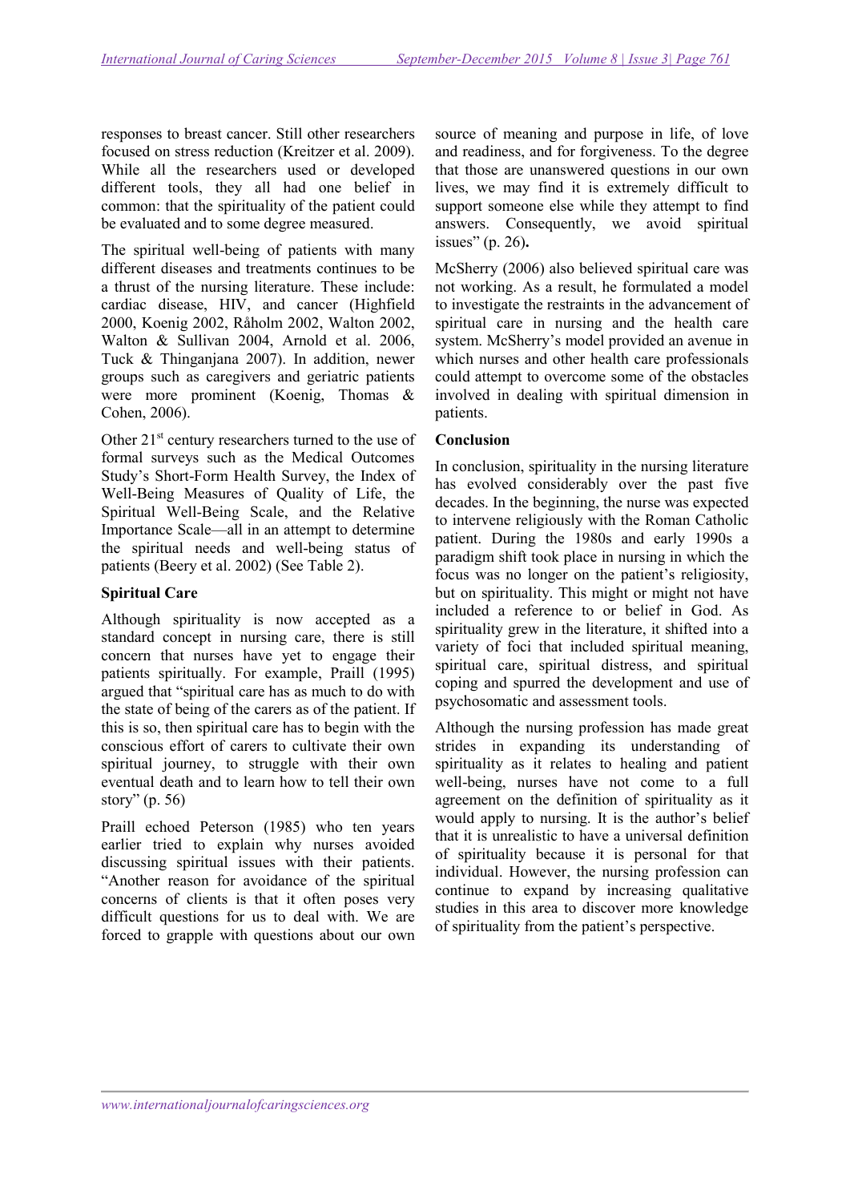responses to breast cancer. Still other researchers focused on stress reduction (Kreitzer et al. 2009). While all the researchers used or developed different tools, they all had one belief in common: that the spirituality of the patient could be evaluated and to some degree measured.

The spiritual well-being of patients with many different diseases and treatments continues to be a thrust of the nursing literature. These include: cardiac disease, HIV, and cancer (Highfield 2000, Koenig 2002, Råholm 2002, Walton 2002, Walton & Sullivan 2004, Arnold et al. 2006, Tuck & Thinganjana 2007). In addition, newer groups such as caregivers and geriatric patients were more prominent (Koenig, Thomas & Cohen, 2006).

Other 21st century researchers turned to the use of formal surveys such as the Medical Outcomes Study's Short-Form Health Survey, the Index of Well-Being Measures of Quality of Life, the Spiritual Well-Being Scale, and the Relative Importance Scale—all in an attempt to determine the spiritual needs and well-being status of patients (Beery et al. 2002) (See Table 2).

### Spiritual Care

Although spirituality is now accepted as a standard concept in nursing care, there is still concern that nurses have yet to engage their patients spiritually. For example, Praill (1995) argued that "spiritual care has as much to do with the state of being of the carers as of the patient. If this is so, then spiritual care has to begin with the conscious effort of carers to cultivate their own spiritual journey, to struggle with their own eventual death and to learn how to tell their own story" (p. 56)

Praill echoed Peterson (1985) who ten years earlier tried to explain why nurses avoided discussing spiritual issues with their patients. "Another reason for avoidance of the spiritual concerns of clients is that it often poses very difficult questions for us to deal with. We are forced to grapple with questions about our own source of meaning and purpose in life, of love and readiness, and for forgiveness. To the degree that those are unanswered questions in our own lives, we may find it is extremely difficult to support someone else while they attempt to find answers. Consequently, we avoid spiritual issues" (p. 26)**.**

McSherry (2006) also believed spiritual care was not working. As a result, he formulated a model to investigate the restraints in the advancement of spiritual care in nursing and the health care system. McSherry's model provided an avenue in which nurses and other health care professionals could attempt to overcome some of the obstacles involved in dealing with spiritual dimension in patients.

### Conclusion

In conclusion, spirituality in the nursing literature has evolved considerably over the past five decades. In the beginning, the nurse was expected to intervene religiously with the Roman Catholic patient. During the 1980s and early 1990s a paradigm shift took place in nursing in which the focus was no longer on the patient's religiosity, but on spirituality. This might or might not have included a reference to or belief in God. As spirituality grew in the literature, it shifted into a variety of foci that included spiritual meaning, spiritual care, spiritual distress, and spiritual coping and spurred the development and use of psychosomatic and assessment tools.

Although the nursing profession has made great strides in expanding its understanding of spirituality as it relates to healing and patient well-being, nurses have not come to a full agreement on the definition of spirituality as it would apply to nursing. It is the author's belief that it is unrealistic to have a universal definition of spirituality because it is personal for that individual. However, the nursing profession can continue to expand by increasing qualitative studies in this area to discover more knowledge of spirituality from the patient's perspective.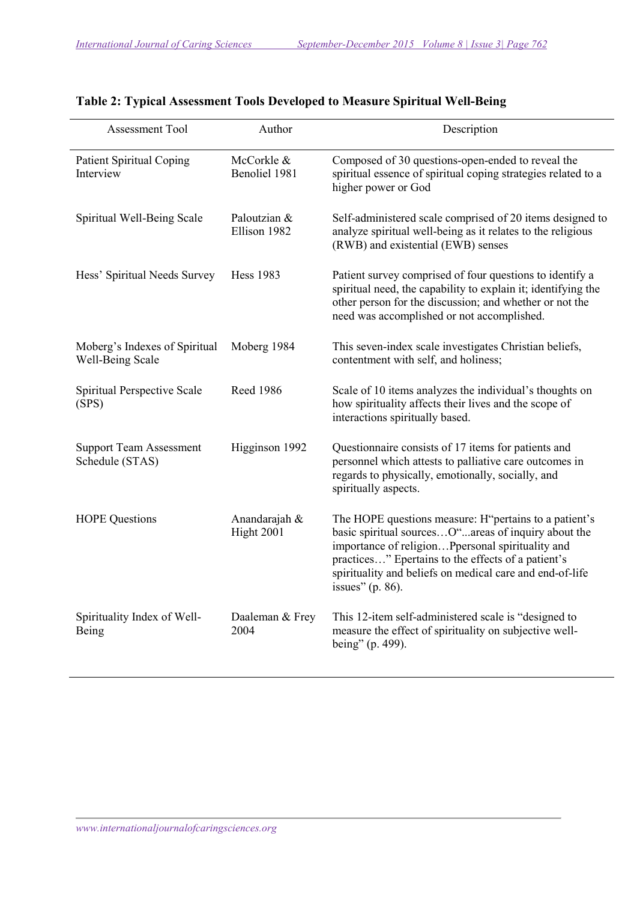**Table 2: Typical Assessment Tools Developed to Measure Spiritual Well-Being**

| Assessment Tool | Author | Description |
|---|---|---|
| Patient Spiritual Coping Interview | McCorkle & Benoliel 1981 | Composed of 30 questions-open-ended to reveal the spiritual essence of spiritual coping strategies related to a higher power or God |
| Spiritual Well-Being Scale | Paloutzian & Ellison 1982 | Self-administered scale comprised of 20 items designed to analyze spiritual well-being as it relates to the religious (RWB) and existential (EWB) senses |
| Hess' Spiritual Needs Survey | Hess 1983 | Patient survey comprised of four questions to identify a spiritual need, the capability to explain it; identifying the other person for the discussion; and whether or not the need was accomplished or not accomplished. |
| Moberg's Indexes of Spiritual Well-Being Scale | Moberg 1984 | This seven-index scale investigates Christian beliefs, contentment with self, and holiness; |
| Spiritual Perspective Scale (SPS) | Reed 1986 | Scale of 10 items analyzes the individual's thoughts on how spirituality affects their lives and the scope of interactions spiritually based. |
| Support Team Assessment Schedule (STAS) | Higginson 1992 | Questionnaire consists of 17 items for patients and personnel which attests to palliative care outcomes in regards to physically, emotionally, socially, and spiritually aspects. |
| HOPE Questions | Anandarajah & Hight 2001 | The HOPE questions measure: H"pertains to a patient's basic spiritual sources…O"...areas of inquiry about the importance of religion…Ppersonal spirituality and practices…" Epertains to the effects of a patient's spirituality and beliefs on medical care and end-of-life issues" (p. 86). |
| Spirituality Index of Well-Being | Daaleman & Frey 2004 | This 12-item self-administered scale is "designed to measure the effect of spirituality on subjective well-being" (p. 499). |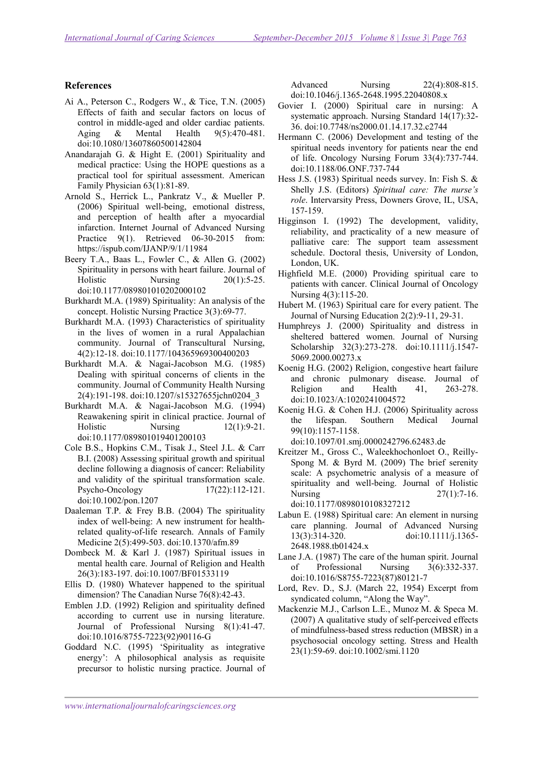## References

Ai A., Peterson C., Rodgers W., & Tice, T.N. (2005) Effects of faith and secular factors on locus of control in middle-aged and older cardiac patients. Aging & Mental Health 9(5):470-481. doi:10.1080/13607860500142804

Anandarajah G. & Hight E. (2001) Spirituality and medical practice: Using the HOPE questions as a practical tool for spiritual assessment. American Family Physician 63(1):81-89.

Arnold S., Herrick L., Pankratz V., & Mueller P. (2006) Spiritual well-being, emotional distress, and perception of health after a myocardial infarction. Internet Journal of Advanced Nursing Practice 9(1). Retrieved 06-30-2015 from: https://ispub.com/IJANP/9/1/11984

Beery T.A., Baas L., Fowler C., & Allen G. (2002) Spirituality in persons with heart failure. Journal of Holistic Nursing 20(1):5-25. doi:10.1177/089801010202000102

Burkhardt M.A. (1989) Spirituality: An analysis of the concept. Holistic Nursing Practice 3(3):69-77.

Burkhardt M.A. (1993) Characteristics of spirituality in the lives of women in a rural Appalachian community. Journal of Transcultural Nursing, 4(2):12-18. doi:10.1177/104365969300400203

Burkhardt M.A. & Nagai-Jacobson M.G. (1985) Dealing with spiritual concerns of clients in the community. Journal of Community Health Nursing 2(4):191-198. doi:10.1207/s15327655jchn0204_3

Burkhardt M.A. & Nagai-Jacobson M.G. (1994) Reawakening spirit in clinical practice. Journal of Holistic Nursing 12(1):9-21. doi:10.1177/089801019401200103

Cole B.S., Hopkins C.M., Tisak J., Steel J.L. & Carr B.I. (2008) Assessing spiritual growth and spiritual decline following a diagnosis of cancer: Reliability and validity of the spiritual transformation scale. Psycho-Oncology 17(22):112-121. doi:10.1002/pon.1207

Daaleman T.P. & Frey B.B. (2004) The spirituality index of well-being: A new instrument for health-related quality-of-life research. Annals of Family Medicine 2(5):499-503. doi:10.1370/afm.89

Dombeck M. & Karl J. (1987) Spiritual issues in mental health care. Journal of Religion and Health 26(3):183-197. doi:10.1007/BF01533119

Ellis D. (1980) Whatever happened to the spiritual dimension? The Canadian Nurse 76(8):42-43.

Emblen J.D. (1992) Religion and spirituality defined according to current use in nursing literature. Journal of Professional Nursing 8(1):41-47. doi:10.1016/8755-7223(92)90116-G

Goddard N.C. (1995) 'Spirituality as integrative energy': A philosophical analysis as requisite precursor to holistic nursing practice. Journal of Advanced Nursing 22(4):808-815. doi:10.1046/j.1365-2648.1995.22040808.x

Govier I. (2000) Spiritual care in nursing: A systematic approach. Nursing Standard 14(17):32-36. doi:10.7748/ns2000.01.14.17.32.c2744

Hermann C. (2006) Development and testing of the spiritual needs inventory for patients near the end of life. Oncology Nursing Forum 33(4):737-744. doi:10.1188/06.ONF.737-744

Hess J.S. (1983) Spiritual needs survey. In: Fish S. & Shelly J.S. (Editors) *Spiritual care: The nurse's role*. Intervarsity Press, Downers Grove, IL, USA, 157-159.

Higginson I. (1992) The development, validity, reliability, and practicality of a new measure of palliative care: The support team assessment schedule. Doctoral thesis, University of London, London, UK.

Highfield M.E. (2000) Providing spiritual care to patients with cancer. Clinical Journal of Oncology Nursing 4(3):115-20.

Hubert M. (1963) Spiritual care for every patient. The Journal of Nursing Education 2(2):9-11, 29-31.

Humphreys J. (2000) Spirituality and distress in sheltered battered women. Journal of Nursing Scholarship 32(3):273-278. doi:10.1111/j.1547-5069.2000.00273.x

Koenig H.G. (2002) Religion, congestive heart failure and chronic pulmonary disease. Journal of Religion and Health 41, 263-278. doi:10.1023/A:1020241004572

Koenig H.G. & Cohen H.J. (2006) Spirituality across the lifespan. Southern Medical Journal 99(10):1157-1158. doi:10.1097/01.smj.0000242796.62483.de

Kreitzer M., Gross C., Waleekhochonloet O., Reilly-Spong M. & Byrd M. (2009) The brief serenity scale: A psychometric analysis of a measure of spirituality and well-being. Journal of Holistic Nursing 27(1):7-16. doi:10.1177/0898010108327212

Labun E. (1988) Spiritual care: An element in nursing care planning. Journal of Advanced Nursing 13(3):314-320. doi:10.1111/j.1365-2648.1988.tb01424.x

Lane J.A. (1987) The care of the human spirit. Journal of Professional Nursing 3(6):332-337. doi:10.1016/S8755-7223(87)80121-7

Lord, Rev. D., S.J. (March 22, 1954) Excerpt from syndicated column, "Along the Way".

Mackenzie M.J., Carlson L.E., Munoz M. & Speca M. (2007) A qualitative study of self-perceived effects of mindfulness-based stress reduction (MBSR) in a psychosocial oncology setting. Stress and Health 23(1):59-69. doi:10.1002/smi.1120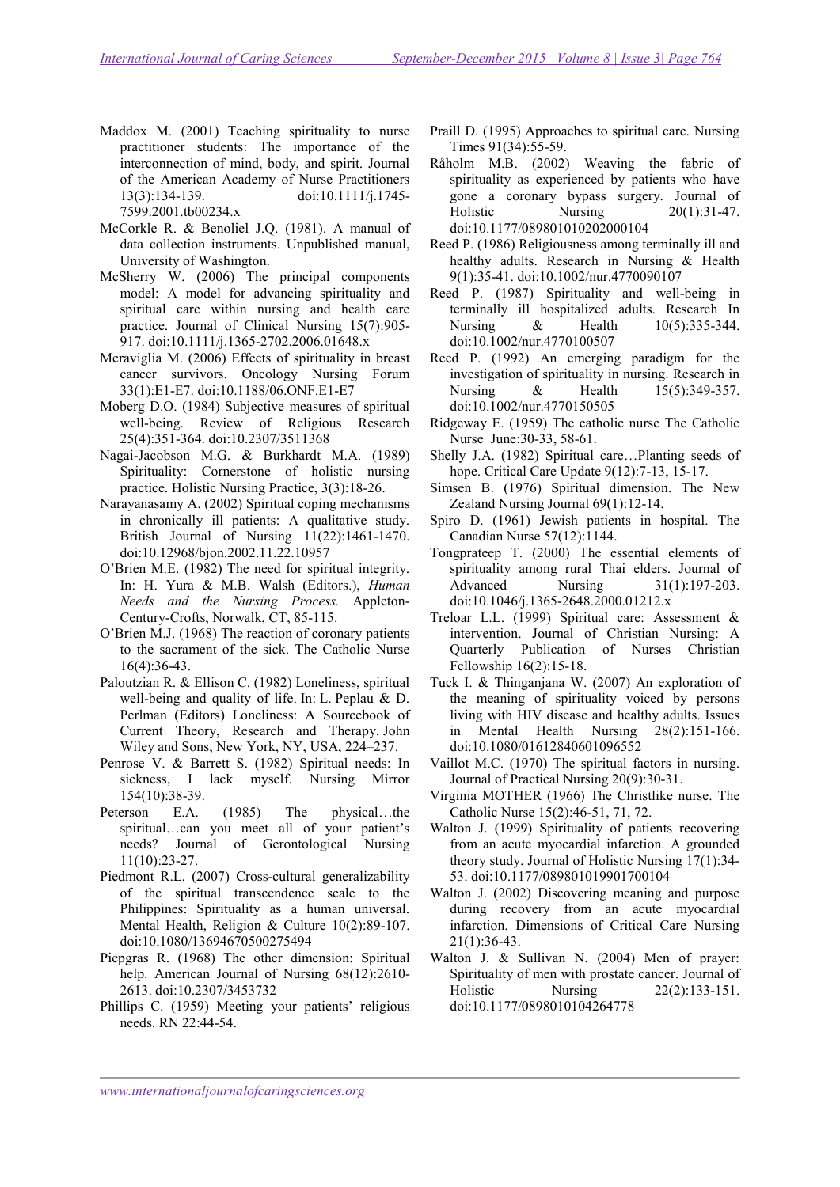Maddox M. (2001) Teaching spirituality to nurse practitioner students: The importance of the interconnection of mind, body, and spirit. Journal of the American Academy of Nurse Practitioners 13(3):134-139. doi:10.1111/j.1745-7599.2001.tb00234.x

McCorkle R. & Benoliel J.Q. (1981). A manual of data collection instruments. Unpublished manual, University of Washington.

McSherry W. (2006) The principal components model: A model for advancing spirituality and spiritual care within nursing and health care practice. Journal of Clinical Nursing 15(7):905-917. doi:10.1111/j.1365-2702.2006.01648.x

Meraviglia M. (2006) Effects of spirituality in breast cancer survivors. Oncology Nursing Forum 33(1):E1-E7. doi:10.1188/06.ONF.E1-E7

Moberg D.O. (1984) Subjective measures of spiritual well-being. Review of Religious Research 25(4):351-364. doi:10.2307/3511368

Nagai-Jacobson M.G. & Burkhardt M.A. (1989) Spirituality: Cornerstone of holistic nursing practice. Holistic Nursing Practice, 3(3):18-26.

Narayanasamy A. (2002) Spiritual coping mechanisms in chronically ill patients: A qualitative study. British Journal of Nursing 11(22):1461-1470. doi:10.12968/bjon.2002.11.22.10957

O'Brien M.E. (1982) The need for spiritual integrity. In: H. Yura & M.B. Walsh (Editors.), *Human Needs and the Nursing Process.* Appleton-Century-Crofts, Norwalk, CT, 85-115.

O'Brien M.J. (1968) The reaction of coronary patients to the sacrament of the sick. The Catholic Nurse 16(4):36-43.

Paloutzian R. & Ellison C. (1982) Loneliness, spiritual well-being and quality of life. In: L. Peplau & D. Perlman (Editors) Loneliness: A Sourcebook of Current Theory, Research and Therapy. John Wiley and Sons, New York, NY, USA, 224–237.

Penrose V. & Barrett S. (1982) Spiritual needs: In sickness, I lack myself. Nursing Mirror 154(10):38-39.

Peterson E.A. (1985) The physical…the spiritual…can you meet all of your patient's needs? Journal of Gerontological Nursing 11(10):23-27.

Piedmont R.L. (2007) Cross-cultural generalizability of the spiritual transcendence scale to the Philippines: Spirituality as a human universal. Mental Health, Religion & Culture 10(2):89-107. doi:10.1080/13694670500275494

Piepgras R. (1968) The other dimension: Spiritual help. American Journal of Nursing 68(12):2610-2613. doi:10.2307/3453732

Phillips C. (1959) Meeting your patients' religious needs. RN 22:44-54.

Praill D. (1995) Approaches to spiritual care. Nursing Times 91(34):55-59.

Råholm M.B. (2002) Weaving the fabric of spirituality as experienced by patients who have gone a coronary bypass surgery. Journal of Holistic Nursing 20(1):31-47. doi:10.1177/089801010202000104

Reed P. (1986) Religiousness among terminally ill and healthy adults. Research in Nursing & Health 9(1):35-41. doi:10.1002/nur.4770090107

Reed P. (1987) Spirituality and well-being in terminally ill hospitalized adults. Research In Nursing & Health 10(5):335-344. doi:10.1002/nur.4770100507

Reed P. (1992) An emerging paradigm for the investigation of spirituality in nursing. Research in Nursing & Health 15(5):349-357. doi:10.1002/nur.4770150505

Ridgeway E. (1959) The catholic nurse The Catholic Nurse June:30-33, 58-61.

Shelly J.A. (1982) Spiritual care…Planting seeds of hope. Critical Care Update 9(12):7-13, 15-17.

Simsen B. (1976) Spiritual dimension. The New Zealand Nursing Journal 69(1):12-14.

Spiro D. (1961) Jewish patients in hospital. The Canadian Nurse 57(12):1144.

Tongprateep T. (2000) The essential elements of spirituality among rural Thai elders. Journal of Advanced Nursing 31(1):197-203. doi:10.1046/j.1365-2648.2000.01212.x

Treloar L.L. (1999) Spiritual care: Assessment & intervention. Journal of Christian Nursing: A Quarterly Publication of Nurses Christian Fellowship 16(2):15-18.

Tuck I. & Thinganjana W. (2007) An exploration of the meaning of spirituality voiced by persons living with HIV disease and healthy adults. Issues in Mental Health Nursing 28(2):151-166. doi:10.1080/01612840601096552

Vaillot M.C. (1970) The spiritual factors in nursing. Journal of Practical Nursing 20(9):30-31.

Virginia MOTHER (1966) The Christlike nurse. The Catholic Nurse 15(2):46-51, 71, 72.

Walton J. (1999) Spirituality of patients recovering from an acute myocardial infarction. A grounded theory study. Journal of Holistic Nursing 17(1):34-53. doi:10.1177/089801019901700104

Walton J. (2002) Discovering meaning and purpose during recovery from an acute myocardial infarction. Dimensions of Critical Care Nursing 21(1):36-43.

Walton J. & Sullivan N. (2004) Men of prayer: Spirituality of men with prostate cancer. Journal of Holistic Nursing 22(2):133-151. doi:10.1177/0898010104264778